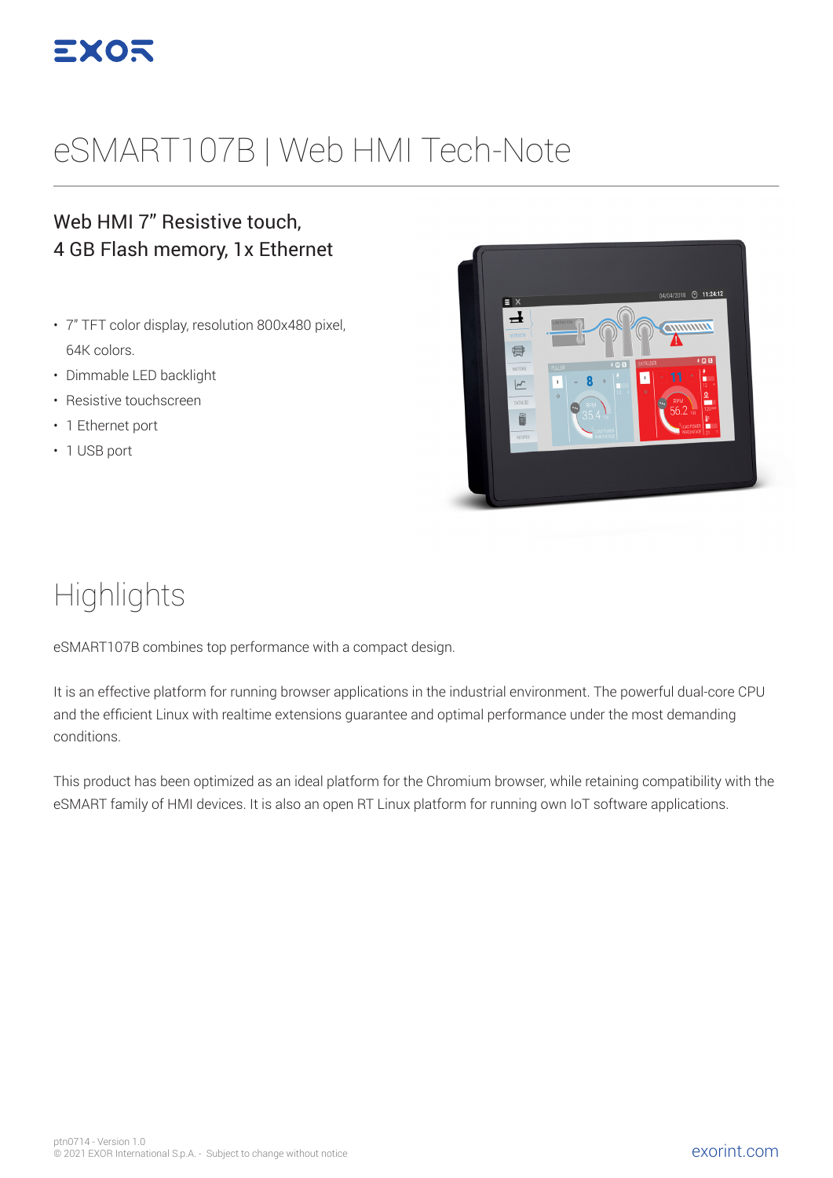# eSMART107B | Web HMI Tech-Note

## Web HMI 7" Resistive touch, 4 GB Flash memory, 1x Ethernet

- 7" TFT color display, resolution 800x480 pixel, 64K colors.
- Dimmable LED backlight
- Resistive touchscreen
- 1 Ethernet port
- 1 USB port

# Highlights

eSMART107B combines top performance with a compact design.

It is an effective platform for running browser applications in the industrial environment. The powerful dual-core CPU and the efficient Linux with realtime extensions guarantee and optimal performance under the most demanding conditions.

This product has been optimized as an ideal platform for the Chromium browser, while retaining compatibility with the eSMART family of HMI devices. It is also an open RT Linux platform for running own IoT software applications.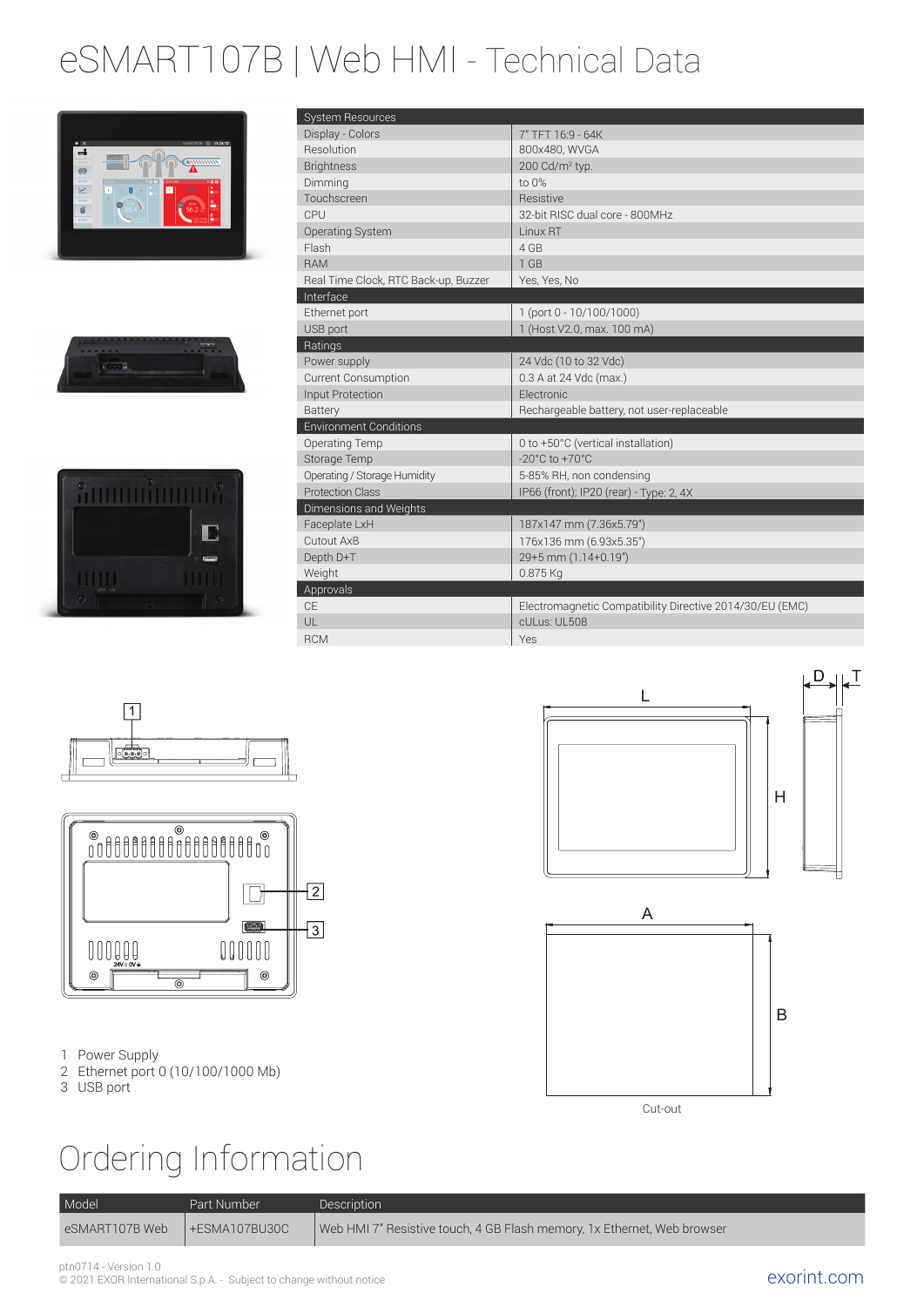# eSMART107B | Web HMI - Technical Data

| System Resources | |
|---|---|
| Display - Colors | 7" TFT 16:9 - 64K |
| Resolution | 800x480, WVGA |
| Brightness | 200 Cd/m² typ. |
| Dimming | to 0% |
| Touchscreen | Resistive |
| CPU | 32-bit RISC dual core - 800MHz |
| Operating System | Linux RT |
| Flash | 4 GB |
| RAM | 1 GB |
| Real Time Clock, RTC Back-up, Buzzer | Yes, Yes, No |
| **Interface** | |
| Ethernet port | 1 (port 0 - 10/100/1000) |
| USB port | 1 (Host V2.0, max. 100 mA) |
| **Ratings** | |
| Power supply | 24 Vdc (10 to 32 Vdc) |
| Current Consumption | 0.3 A at 24 Vdc (max.) |
| Input Protection | Electronic |
| Battery | Rechargeable battery, not user-replaceable |
| **Environment Conditions** | |
| Operating Temp | 0 to +50°C (vertical installation) |
| Storage Temp | -20°C to +70°C |
| Operating / Storage Humidity | 5-85% RH, non condensing |
| Protection Class | IP66 (front); IP20 (rear) - Type: 2, 4X |
| **Dimensions and Weights** | |
| Faceplate LxH | 187x147 mm (7.36x5.79") |
| Cutout AxB | 176x136 mm (6.93x5.35") |
| Depth D+T | 29+5 mm (1.14+0.19") |
| Weight | 0.875 Kg |
| **Approvals** | |
| CE | Electromagnetic Compatibility Directive 2014/30/EU (EMC) |
| UL | cULus: UL508 |
| RCM | Yes |

1 Power Supply
2 Ethernet port 0 (10/100/1000 Mb)
3 USB port

L
H
D
T
A
B
Cut-out

# Ordering Information

| Model | Part Number | Description |
|---|---|---|
| eSMART107B Web | +ESMA107BU30C | Web HMI 7" Resistive touch, 4 GB Flash memory, 1x Ethernet, Web browser |

ptn0714 - Version 1.0
© 2021 EXOR International S.p.A. - Subject to change without notice

exorint.com